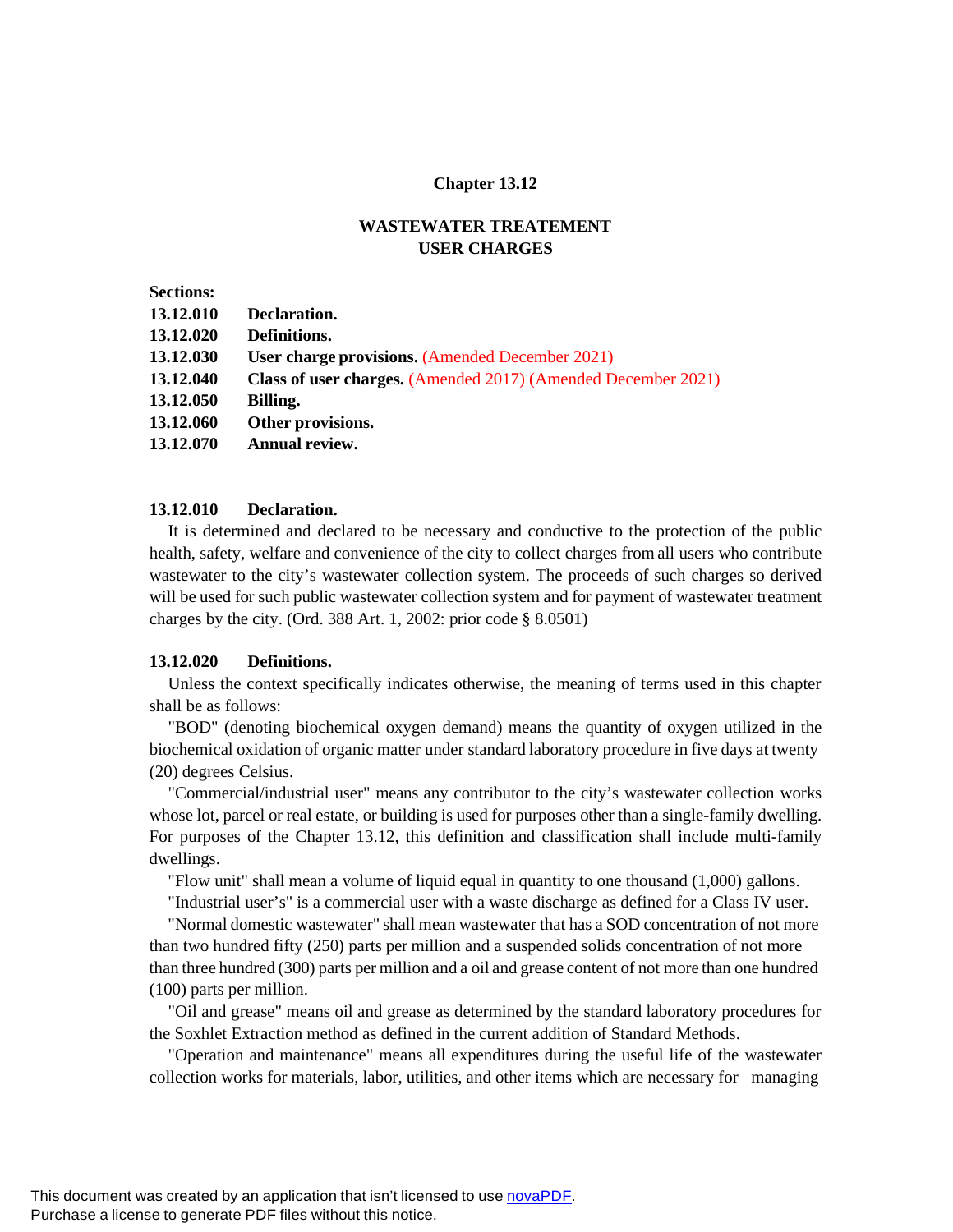# Chapter 13.12

## WASTEWATER TREATEMENT
## USER CHARGES

**Sections:**

**13.12.010 Declaration.**
**13.12.020 Definitions.**
**13.12.030 User charge provisions.** (Amended December 2021)
**13.12.040 Class of user charges.** (Amended 2017) (Amended December 2021)
**13.12.050 Billing.**
**13.12.060 Other provisions.**
**13.12.070 Annual review.**

### 13.12.010 Declaration.

It is determined and declared to be necessary and conductive to the protection of the public health, safety, welfare and convenience of the city to collect charges from all users who contribute wastewater to the city's wastewater collection system. The proceeds of such charges so derived will be used for such public wastewater collection system and for payment of wastewater treatment charges by the city. (Ord. 388 Art. 1, 2002: prior code § 8.0501)

### 13.12.020 Definitions.

Unless the context specifically indicates otherwise, the meaning of terms used in this chapter shall be as follows:

"BOD" (denoting biochemical oxygen demand) means the quantity of oxygen utilized in the biochemical oxidation of organic matter under standard laboratory procedure in five days at twenty (20) degrees Celsius.

"Commercial/industrial user" means any contributor to the city's wastewater collection works whose lot, parcel or real estate, or building is used for purposes other than a single-family dwelling. For purposes of the Chapter 13.12, this definition and classification shall include multi-family dwellings.

"Flow unit" shall mean a volume of liquid equal in quantity to one thousand (1,000) gallons.

"Industrial user's" is a commercial user with a waste discharge as defined for a Class IV user.

"Normal domestic wastewater" shall mean wastewater that has a SOD concentration of not more than two hundred fifty (250) parts per million and a suspended solids concentration of not more than three hundred (300) parts per million and a oil and grease content of not more than one hundred (100) parts per million.

"Oil and grease" means oil and grease as determined by the standard laboratory procedures for the Soxhlet Extraction method as defined in the current addition of Standard Methods.

"Operation and maintenance" means all expenditures during the useful life of the wastewater collection works for materials, labor, utilities, and other items which are necessary for managing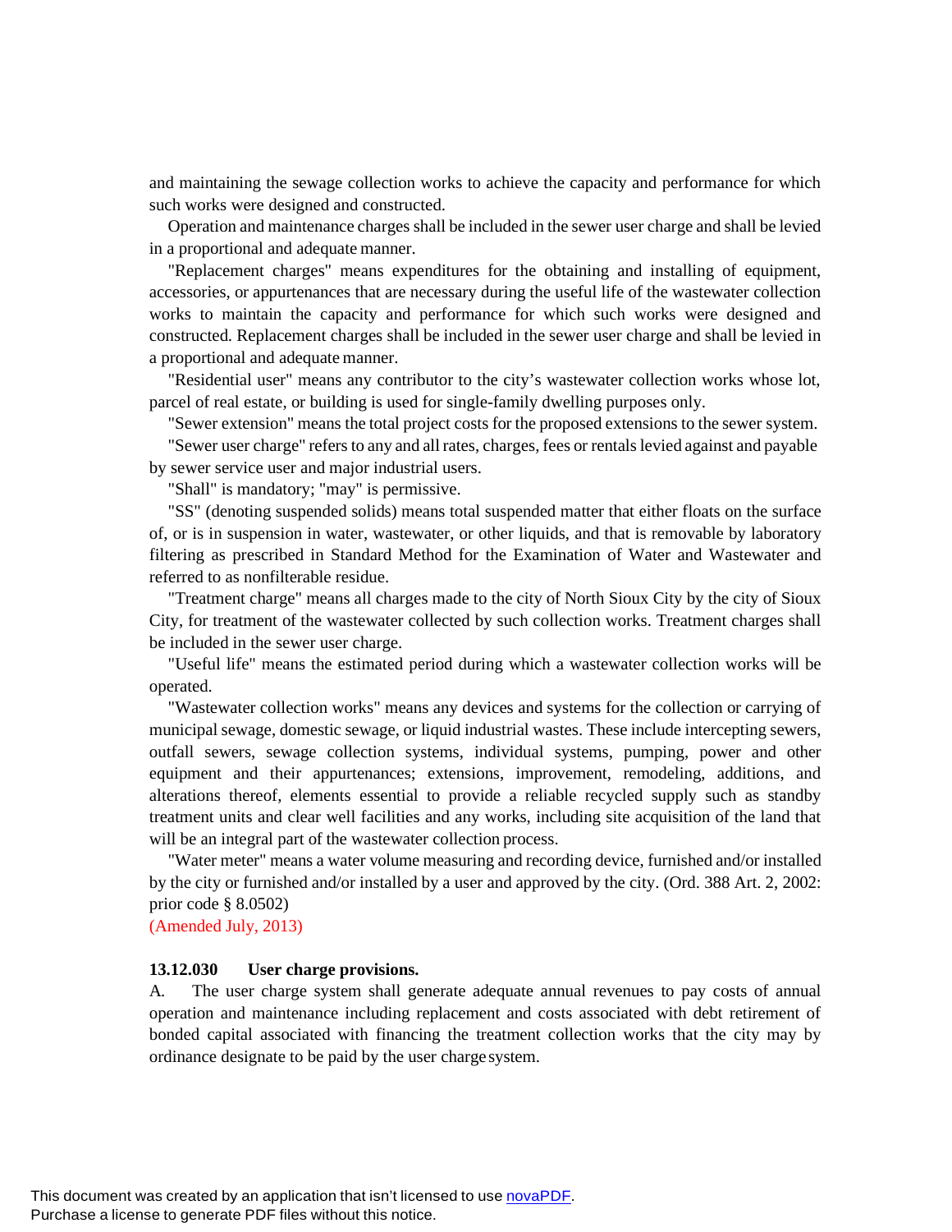and maintaining the sewage collection works to achieve the capacity and performance for which such works were designed and constructed.

Operation and maintenance charges shall be included in the sewer user charge and shall be levied in a proportional and adequate manner.

"Replacement charges" means expenditures for the obtaining and installing of equipment, accessories, or appurtenances that are necessary during the useful life of the wastewater collection works to maintain the capacity and performance for which such works were designed and constructed. Replacement charges shall be included in the sewer user charge and shall be levied in a proportional and adequate manner.

"Residential user" means any contributor to the city's wastewater collection works whose lot, parcel of real estate, or building is used for single-family dwelling purposes only.

"Sewer extension" means the total project costs for the proposed extensions to the sewer system.

"Sewer user charge" refers to any and all rates, charges, fees or rentals levied against and payable by sewer service user and major industrial users.

"Shall" is mandatory; "may" is permissive.

"SS" (denoting suspended solids) means total suspended matter that either floats on the surface of, or is in suspension in water, wastewater, or other liquids, and that is removable by laboratory filtering as prescribed in Standard Method for the Examination of Water and Wastewater and referred to as nonfilterable residue.

"Treatment charge" means all charges made to the city of North Sioux City by the city of Sioux City, for treatment of the wastewater collected by such collection works. Treatment charges shall be included in the sewer user charge.

"Useful life" means the estimated period during which a wastewater collection works will be operated.

"Wastewater collection works" means any devices and systems for the collection or carrying of municipal sewage, domestic sewage, or liquid industrial wastes. These include intercepting sewers, outfall sewers, sewage collection systems, individual systems, pumping, power and other equipment and their appurtenances; extensions, improvement, remodeling, additions, and alterations thereof, elements essential to provide a reliable recycled supply such as standby treatment units and clear well facilities and any works, including site acquisition of the land that will be an integral part of the wastewater collection process.

"Water meter" means a water volume measuring and recording device, furnished and/or installed by the city or furnished and/or installed by a user and approved by the city. (Ord. 388 Art. 2, 2002: prior code § 8.0502)

(Amended July, 2013)

**13.12.030 User charge provisions.**

A. The user charge system shall generate adequate annual revenues to pay costs of annual operation and maintenance including replacement and costs associated with debt retirement of bonded capital associated with financing the treatment collection works that the city may by ordinance designate to be paid by the user charge system.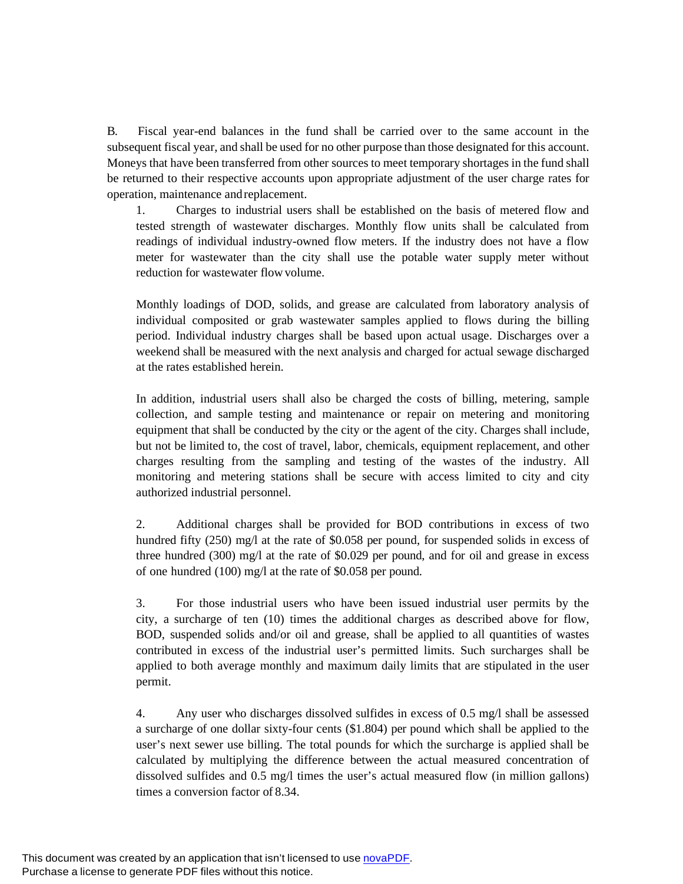B. Fiscal year-end balances in the fund shall be carried over to the same account in the subsequent fiscal year, and shall be used for no other purpose than those designated for this account. Moneys that have been transferred from other sources to meet temporary shortages in the fund shall be returned to their respective accounts upon appropriate adjustment of the user charge rates for operation, maintenance and replacement.

1. Charges to industrial users shall be established on the basis of metered flow and tested strength of wastewater discharges. Monthly flow units shall be calculated from readings of individual industry-owned flow meters. If the industry does not have a flow meter for wastewater than the city shall use the potable water supply meter without reduction for wastewater flow volume.

   Monthly loadings of DOD, solids, and grease are calculated from laboratory analysis of individual composited or grab wastewater samples applied to flows during the billing period. Individual industry charges shall be based upon actual usage. Discharges over a weekend shall be measured with the next analysis and charged for actual sewage discharged at the rates established herein.

   In addition, industrial users shall also be charged the costs of billing, metering, sample collection, and sample testing and maintenance or repair on metering and monitoring equipment that shall be conducted by the city or the agent of the city. Charges shall include, but not be limited to, the cost of travel, labor, chemicals, equipment replacement, and other charges resulting from the sampling and testing of the wastes of the industry. All monitoring and metering stations shall be secure with access limited to city and city authorized industrial personnel.

2. Additional charges shall be provided for BOD contributions in excess of two hundred fifty (250) mg/l at the rate of $0.058 per pound, for suspended solids in excess of three hundred (300) mg/l at the rate of $0.029 per pound, and for oil and grease in excess of one hundred (100) mg/l at the rate of $0.058 per pound.

3. For those industrial users who have been issued industrial user permits by the city, a surcharge of ten (10) times the additional charges as described above for flow, BOD, suspended solids and/or oil and grease, shall be applied to all quantities of wastes contributed in excess of the industrial user's permitted limits. Such surcharges shall be applied to both average monthly and maximum daily limits that are stipulated in the user permit.

4. Any user who discharges dissolved sulfides in excess of 0.5 mg/l shall be assessed a surcharge of one dollar sixty-four cents ($1.804) per pound which shall be applied to the user's next sewer use billing. The total pounds for which the surcharge is applied shall be calculated by multiplying the difference between the actual measured concentration of dissolved sulfides and 0.5 mg/l times the user's actual measured flow (in million gallons) times a conversion factor of 8.34.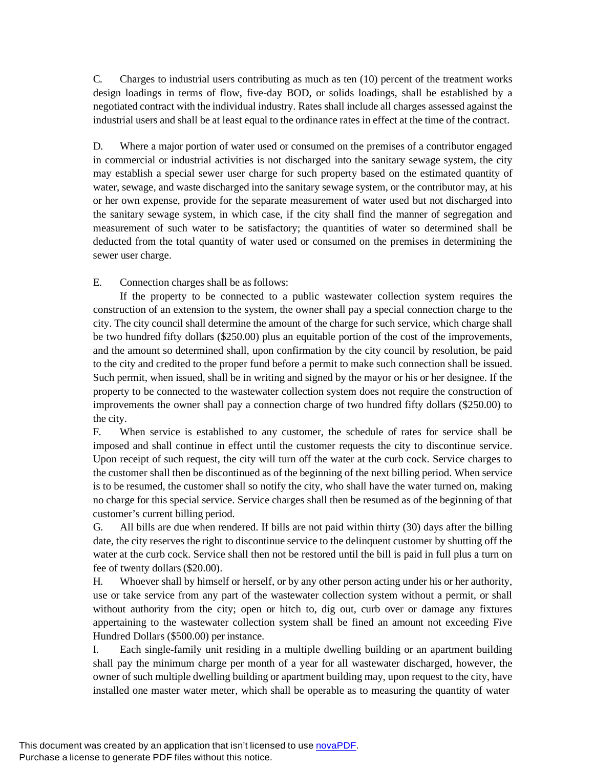C. Charges to industrial users contributing as much as ten (10) percent of the treatment works design loadings in terms of flow, five-day BOD, or solids loadings, shall be established by a negotiated contract with the individual industry. Rates shall include all charges assessed against the industrial users and shall be at least equal to the ordinance rates in effect at the time of the contract.

D. Where a major portion of water used or consumed on the premises of a contributor engaged in commercial or industrial activities is not discharged into the sanitary sewage system, the city may establish a special sewer user charge for such property based on the estimated quantity of water, sewage, and waste discharged into the sanitary sewage system, or the contributor may, at his or her own expense, provide for the separate measurement of water used but not discharged into the sanitary sewage system, in which case, if the city shall find the manner of segregation and measurement of such water to be satisfactory; the quantities of water so determined shall be deducted from the total quantity of water used or consumed on the premises in determining the sewer user charge.

E. Connection charges shall be as follows:

If the property to be connected to a public wastewater collection system requires the construction of an extension to the system, the owner shall pay a special connection charge to the city. The city council shall determine the amount of the charge for such service, which charge shall be two hundred fifty dollars ($250.00) plus an equitable portion of the cost of the improvements, and the amount so determined shall, upon confirmation by the city council by resolution, be paid to the city and credited to the proper fund before a permit to make such connection shall be issued. Such permit, when issued, shall be in writing and signed by the mayor or his or her designee. If the property to be connected to the wastewater collection system does not require the construction of improvements the owner shall pay a connection charge of two hundred fifty dollars ($250.00) to the city.

F. When service is established to any customer, the schedule of rates for service shall be imposed and shall continue in effect until the customer requests the city to discontinue service. Upon receipt of such request, the city will turn off the water at the curb cock. Service charges to the customer shall then be discontinued as of the beginning of the next billing period. When service is to be resumed, the customer shall so notify the city, who shall have the water turned on, making no charge for this special service. Service charges shall then be resumed as of the beginning of that customer's current billing period.

G. All bills are due when rendered. If bills are not paid within thirty (30) days after the billing date, the city reserves the right to discontinue service to the delinquent customer by shutting off the water at the curb cock. Service shall then not be restored until the bill is paid in full plus a turn on fee of twenty dollars ($20.00).

H. Whoever shall by himself or herself, or by any other person acting under his or her authority, use or take service from any part of the wastewater collection system without a permit, or shall without authority from the city; open or hitch to, dig out, curb over or damage any fixtures appertaining to the wastewater collection system shall be fined an amount not exceeding Five Hundred Dollars ($500.00) per instance.

I. Each single-family unit residing in a multiple dwelling building or an apartment building shall pay the minimum charge per month of a year for all wastewater discharged, however, the owner of such multiple dwelling building or apartment building may, upon request to the city, have installed one master water meter, which shall be operable as to measuring the quantity of water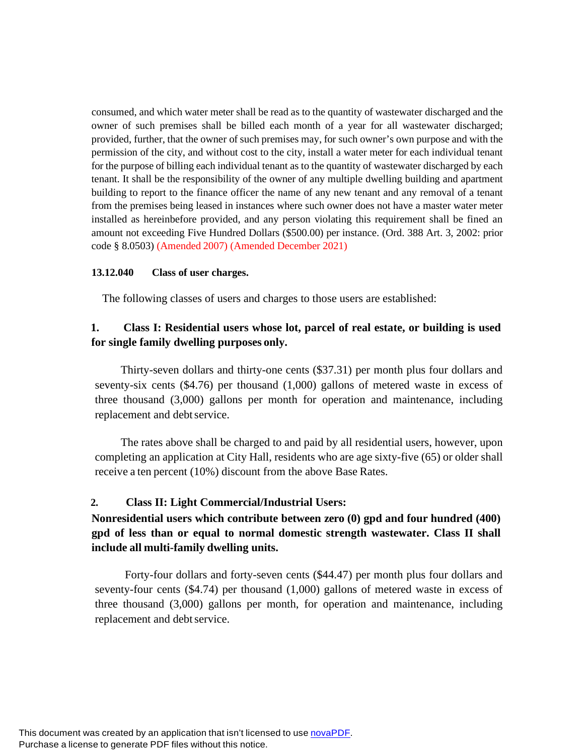consumed, and which water meter shall be read as to the quantity of wastewater discharged and the owner of such premises shall be billed each month of a year for all wastewater discharged; provided, further, that the owner of such premises may, for such owner's own purpose and with the permission of the city, and without cost to the city, install a water meter for each individual tenant for the purpose of billing each individual tenant as to the quantity of wastewater discharged by each tenant. It shall be the responsibility of the owner of any multiple dwelling building and apartment building to report to the finance officer the name of any new tenant and any removal of a tenant from the premises being leased in instances where such owner does not have a master water meter installed as hereinbefore provided, and any person violating this requirement shall be fined an amount not exceeding Five Hundred Dollars ($500.00) per instance. (Ord. 388 Art. 3, 2002: prior code § 8.0503) (Amended 2007) (Amended December 2021)

**13.12.040 Class of user charges.**

The following classes of users and charges to those users are established:

**1. Class I: Residential users whose lot, parcel of real estate, or building is used for single family dwelling purposes only.**

Thirty-seven dollars and thirty-one cents ($37.31) per month plus four dollars and seventy-six cents ($4.76) per thousand (1,000) gallons of metered waste in excess of three thousand (3,000) gallons per month for operation and maintenance, including replacement and debt service.

The rates above shall be charged to and paid by all residential users, however, upon completing an application at City Hall, residents who are age sixty-five (65) or older shall receive a ten percent (10%) discount from the above Base Rates.

**2. Class II: Light Commercial/Industrial Users:**
**Nonresidential users which contribute between zero (0) gpd and four hundred (400) gpd of less than or equal to normal domestic strength wastewater. Class II shall include all multi-family dwelling units.**

Forty-four dollars and forty-seven cents ($44.47) per month plus four dollars and seventy-four cents ($4.74) per thousand (1,000) gallons of metered waste in excess of three thousand (3,000) gallons per month, for operation and maintenance, including replacement and debt service.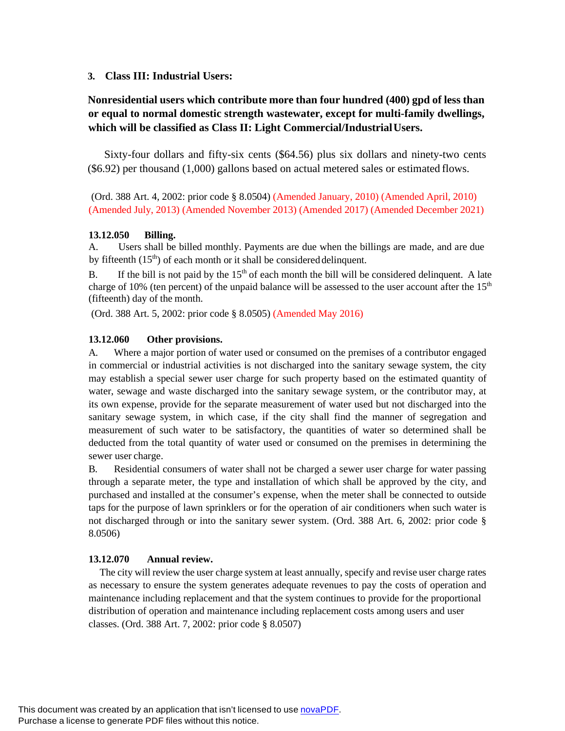**3. Class III: Industrial Users:**

**Nonresidential users which contribute more than four hundred (400) gpd of less than or equal to normal domestic strength wastewater, except for multi-family dwellings, which will be classified as Class II: Light Commercial/Industrial Users.**

Sixty-four dollars and fifty-six cents ($64.56) plus six dollars and ninety-two cents ($6.92) per thousand (1,000) gallons based on actual metered sales or estimated flows.

(Ord. 388 Art. 4, 2002: prior code § 8.0504) (Amended January, 2010) (Amended April, 2010) (Amended July, 2013) (Amended November 2013) (Amended 2017) (Amended December 2021)

**13.12.050 Billing.**

A. Users shall be billed monthly. Payments are due when the billings are made, and are due by fifteenth (15th) of each month or it shall be considered delinquent.

B. If the bill is not paid by the 15th of each month the bill will be considered delinquent. A late charge of 10% (ten percent) of the unpaid balance will be assessed to the user account after the 15th (fifteenth) day of the month.

(Ord. 388 Art. 5, 2002: prior code § 8.0505) (Amended May 2016)

**13.12.060 Other provisions.**

A. Where a major portion of water used or consumed on the premises of a contributor engaged in commercial or industrial activities is not discharged into the sanitary sewage system, the city may establish a special sewer user charge for such property based on the estimated quantity of water, sewage and waste discharged into the sanitary sewage system, or the contributor may, at its own expense, provide for the separate measurement of water used but not discharged into the sanitary sewage system, in which case, if the city shall find the manner of segregation and measurement of such water to be satisfactory, the quantities of water so determined shall be deducted from the total quantity of water used or consumed on the premises in determining the sewer user charge.

B. Residential consumers of water shall not be charged a sewer user charge for water passing through a separate meter, the type and installation of which shall be approved by the city, and purchased and installed at the consumer's expense, when the meter shall be connected to outside taps for the purpose of lawn sprinklers or for the operation of air conditioners when such water is not discharged through or into the sanitary sewer system. (Ord. 388 Art. 6, 2002: prior code § 8.0506)

**13.12.070 Annual review.**

The city will review the user charge system at least annually, specify and revise user charge rates as necessary to ensure the system generates adequate revenues to pay the costs of operation and maintenance including replacement and that the system continues to provide for the proportional distribution of operation and maintenance including replacement costs among users and user classes. (Ord. 388 Art. 7, 2002: prior code § 8.0507)